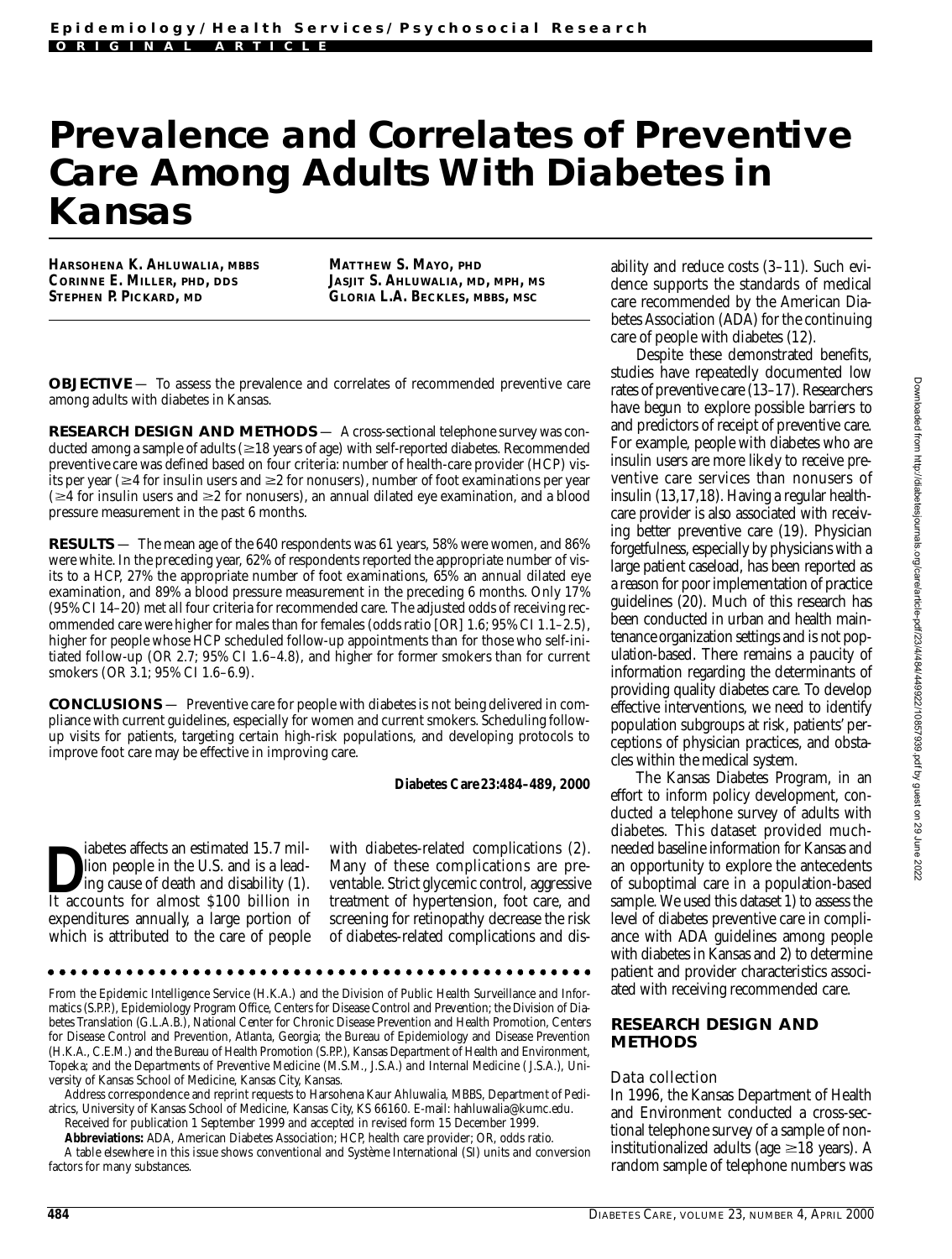# Prevalence and Correlates of Preventive Care Among Adults With Diabetes in Kansas

**HARSOHENA K. AHLUWALIA, MBBS**
**CORINNE E. MILLER, PHD, DDS**
**STEPHEN P. PICKARD, MD**
**MATTHEW S. MAYO, PHD**
**JASJIT S. AHLUWALIA, MD, MPH, MS**
**GLORIA L.A. BECKLES, MBBS, MSC**

**OBJECTIVE** — To assess the prevalence and correlates of recommended preventive care among adults with diabetes in Kansas.

**RESEARCH DESIGN AND METHODS** — A cross-sectional telephone survey was conducted among a sample of adults (≥18 years of age) with self-reported diabetes. Recommended preventive care was defined based on four criteria: number of health-care provider (HCP) visits per year (≥4 for insulin users and ≥2 for nonusers), number of foot examinations per year (≥4 for insulin users and ≥2 for nonusers), an annual dilated eye examination, and a blood pressure measurement in the past 6 months.

**RESULTS** — The mean age of the 640 respondents was 61 years, 58% were women, and 86% were white. In the preceding year, 62% of respondents reported the appropriate number of visits to a HCP, 27% the appropriate number of foot examinations, 65% an annual dilated eye examination, and 89% a blood pressure measurement in the preceding 6 months. Only 17% (95% CI 14–20) met all four criteria for recommended care. The adjusted odds of receiving recommended care were higher for males than for females (odds ratio [OR] 1.6; 95% CI 1.1–2.5), higher for people whose HCP scheduled follow-up appointments than for those who self-initiated follow-up (OR 2.7; 95% CI 1.6–4.8), and higher for former smokers than for current smokers (OR 3.1; 95% CI 1.6–6.9).

**CONCLUSIONS** — Preventive care for people with diabetes is not being delivered in compliance with current guidelines, especially for women and current smokers. Scheduling follow-up visits for patients, targeting certain high-risk populations, and developing protocols to improve foot care may be effective in improving care.

**Diabetes Care 23:484–489, 2000**

Diabetes affects an estimated 15.7 million people in the U.S. and is a leading cause of death and disability (1). It accounts for almost \$100 billion in expenditures annually, a large portion of which is attributed to the care of people with diabetes-related complications (2). Many of these complications are preventable. Strict glycemic control, aggressive treatment of hypertension, foot care, and screening for retinopathy decrease the risk of diabetes-related complications and disability and reduce costs (3–11). Such evidence supports the standards of medical care recommended by the American Diabetes Association (ADA) for the continuing care of people with diabetes (12).

Despite these demonstrated benefits, studies have repeatedly documented low rates of preventive care (13–17). Researchers have begun to explore possible barriers to and predictors of receipt of preventive care. For example, people with diabetes who are insulin users are more likely to receive preventive care services than nonusers of insulin (13,17,18). Having a regular health-care provider is also associated with receiving better preventive care (19). Physician forgetfulness, especially by physicians with a large patient caseload, has been reported as a reason for poor implementation of practice guidelines (20). Much of this research has been conducted in urban and health maintenance organization settings and is not population-based. There remains a paucity of information regarding the determinants of providing quality diabetes care. To develop effective interventions, we need to identify population subgroups at risk, patients' perceptions of physician practices, and obstacles within the medical system.

The Kansas Diabetes Program, in an effort to inform policy development, conducted a telephone survey of adults with diabetes. This dataset provided much-needed baseline information for Kansas and an opportunity to explore the antecedents of suboptimal care in a population-based sample. We used this dataset 1) to assess the level of diabetes preventive care in compliance with ADA guidelines among people with diabetes in Kansas and 2) to determine patient and provider characteristics associated with receiving recommended care.

## RESEARCH DESIGN AND METHODS

### Data collection

In 1996, the Kansas Department of Health and Environment conducted a cross-sectional telephone survey of a sample of noninstitutionalized adults (age ≥18 years). A random sample of telephone numbers was

---

From the Epidemic Intelligence Service (H.K.A.) and the Division of Public Health Surveillance and Informatics (S.P.P.), Epidemiology Program Office, Centers for Disease Control and Prevention; the Division of Diabetes Translation (G.L.A.B.), National Center for Chronic Disease Prevention and Health Promotion, Centers for Disease Control and Prevention, Atlanta, Georgia; the Bureau of Epidemiology and Disease Prevention (H.K.A., C.E.M.) and the Bureau of Health Promotion (S.P.P.), Kansas Department of Health and Environment, Topeka; and the Departments of Preventive Medicine (M.S.M., J.S.A.) and Internal Medicine (J.S.A.), University of Kansas School of Medicine, Kansas City, Kansas.

Address correspondence and reprint requests to Harsohena Kaur Ahluwalia, MBBS, Department of Pediatrics, University of Kansas School of Medicine, Kansas City, KS 66160. E-mail: hahluwalia@kumc.edu.

Received for publication 1 September 1999 and accepted in revised form 15 December 1999.

**Abbreviations:** ADA, American Diabetes Association; HCP, health care provider; OR, odds ratio.

A table elsewhere in this issue shows conventional and Système International (SI) units and conversion factors for many substances.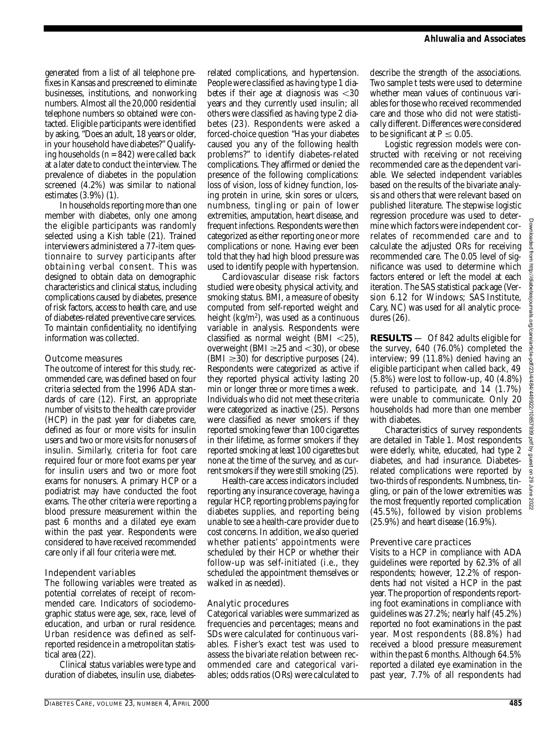generated from a list of all telephone prefixes in Kansas and prescreened to eliminate businesses, institutions, and nonworking numbers. Almost all the 20,000 residential telephone numbers so obtained were contacted. Eligible participants were identified by asking, "Does an adult, 18 years or older, in your household have diabetes?" Qualifying households ($n = 842$) were called back at a later date to conduct the interview. The prevalence of diabetes in the population screened (4.2%) was similar to national estimates (3.9%) (1).

In households reporting more than one member with diabetes, only one among the eligible participants was randomly selected using a Kish table (21). Trained interviewers administered a 77-item questionnaire to survey participants after obtaining verbal consent. This was designed to obtain data on demographic characteristics and clinical status, including complications caused by diabetes, presence of risk factors, access to health care, and use of diabetes-related preventive care services. To maintain confidentiality, no identifying information was collected.

### Outcome measures

The outcome of interest for this study, recommended care, was defined based on four criteria selected from the 1996 ADA standards of care (12). First, an appropriate number of visits to the health care provider (HCP) in the past year for diabetes care, defined as four or more visits for insulin users and two or more visits for nonusers of insulin. Similarly, criteria for foot care required four or more foot exams per year for insulin users and two or more foot exams for nonusers. A primary HCP or a podiatrist may have conducted the foot exams. The other criteria were reporting a blood pressure measurement within the past 6 months and a dilated eye exam within the past year. Respondents were considered to have received recommended care only if all four criteria were met.

### Independent variables

The following variables were treated as potential correlates of receipt of recommended care. Indicators of sociodemographic status were age, sex, race, level of education, and urban or rural residence. Urban residence was defined as self-reported residence in a metropolitan statistical area (22).

Clinical status variables were type and duration of diabetes, insulin use, diabetes-related complications, and hypertension. People were classified as having type 1 diabetes if their age at diagnosis was <30 years and they currently used insulin; all others were classified as having type 2 diabetes (23). Respondents were asked a forced-choice question "Has your diabetes caused you any of the following health problems?" to identify diabetes-related complications. They affirmed or denied the presence of the following complications: loss of vision, loss of kidney function, losing protein in urine, skin sores or ulcers, numbness, tingling or pain of lower extremities, amputation, heart disease, and frequent infections. Respondents were then categorized as either reporting one or more complications or none. Having ever been told that they had high blood pressure was used to identify people with hypertension.

Cardiovascular disease risk factors studied were obesity, physical activity, and smoking status. BMI, a measure of obesity computed from self-reported weight and height ($kg/m^2$), was used as a continuous variable in analysis. Respondents were classified as normal weight (BMI <25), overweight (BMI ≥25 and <30), or obese (BMI ≥30) for descriptive purposes (24). Respondents were categorized as active if they reported physical activity lasting 20 min or longer three or more times a week. Individuals who did not meet these criteria were categorized as inactive (25). Persons were classified as never smokers if they reported smoking fewer than 100 cigarettes in their lifetime, as former smokers if they reported smoking at least 100 cigarettes but none at the time of the survey, and as current smokers if they were still smoking (25).

Health-care access indicators included reporting any insurance coverage, having a regular HCP, reporting problems paying for diabetes supplies, and reporting being unable to see a health-care provider due to cost concerns. In addition, we also queried whether patients' appointments were scheduled by their HCP or whether their follow-up was self-initiated (i.e., they scheduled the appointment themselves or walked in as needed).

### Analytic procedures

Categorical variables were summarized as frequencies and percentages; means and SDs were calculated for continuous variables. Fisher's exact test was used to assess the bivariate relation between recommended care and categorical variables; odds ratios (ORs) were calculated to describe the strength of the associations. Two sample t tests were used to determine whether mean values of continuous variables for those who received recommended care and those who did not were statistically different. Differences were considered to be significant at $P \leq 0.05$.

Logistic regression models were constructed with receiving or not receiving recommended care as the dependent variable. We selected independent variables based on the results of the bivariate analysis and others that were relevant based on published literature. The stepwise logistic regression procedure was used to determine which factors were independent correlates of recommended care and to calculate the adjusted ORs for receiving recommended care. The 0.05 level of significance was used to determine which factors entered or left the model at each iteration. The SAS statistical package (Version 6.12 for Windows; SAS Institute, Cary, NC) was used for all analytic procedures (26).

## RESULTS

Of 842 adults eligible for the survey, 640 (76.0%) completed the interview; 99 (11.8%) denied having an eligible participant when called back, 49 (5.8%) were lost to follow-up, 40 (4.8%) refused to participate, and 14 (1.7%) were unable to communicate. Only 20 households had more than one member with diabetes.

Characteristics of survey respondents are detailed in Table 1. Most respondents were elderly, white, educated, had type 2 diabetes, and had insurance. Diabetes-related complications were reported by two-thirds of respondents. Numbness, tingling, or pain of the lower extremities was the most frequently reported complication (45.5%), followed by vision problems (25.9%) and heart disease (16.9%).

### Preventive care practices

Visits to a HCP in compliance with ADA guidelines were reported by 62.3% of all respondents; however, 12.2% of respondents had not visited a HCP in the past year. The proportion of respondents reporting foot examinations in compliance with guidelines was 27.2%; nearly half (45.2%) reported no foot examinations in the past year. Most respondents (88.8%) had received a blood pressure measurement within the past 6 months. Although 64.5% reported a dilated eye examination in the past year, 7.7% of all respondents had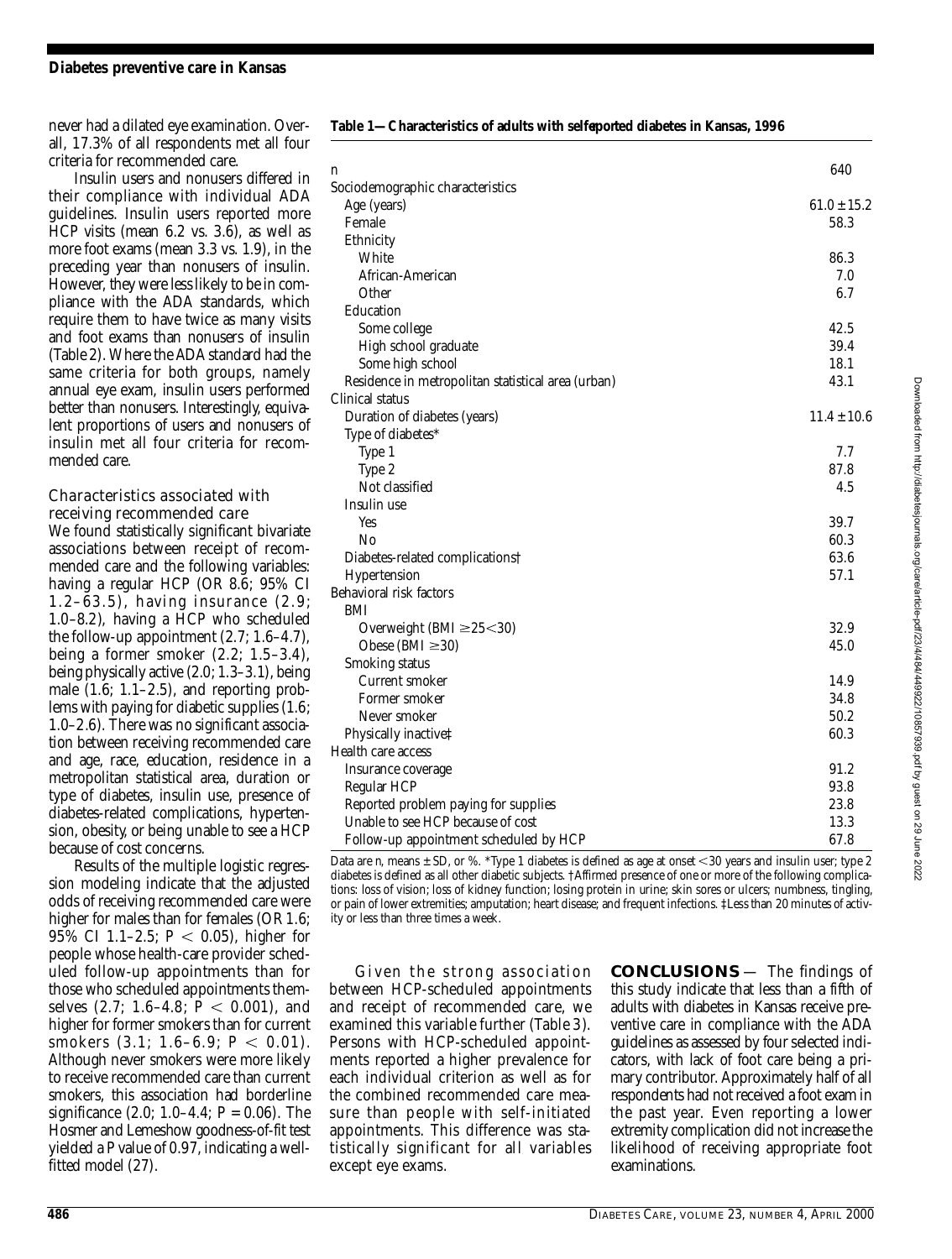never had a dilated eye examination. Overall, 17.3% of all respondents met all four criteria for recommended care.

Insulin users and nonusers differed in their compliance with individual ADA guidelines. Insulin users reported more HCP visits (mean 6.2 vs. 3.6), as well as more foot exams (mean 3.3 vs. 1.9), in the preceding year than nonusers of insulin. However, they were less likely to be in compliance with the ADA standards, which require them to have twice as many visits and foot exams than nonusers of insulin (Table 2). Where the ADA standard had the same criteria for both groups, namely annual eye exam, insulin users performed better than nonusers. Interestingly, equivalent proportions of users and nonusers of insulin met all four criteria for recommended care.

### Characteristics associated with receiving recommended care

We found statistically significant bivariate associations between receipt of recommended care and the following variables: having a regular HCP (OR 8.6; 95% CI 1.2–63.5), having insurance (2.9; 1.0–8.2), having a HCP who scheduled the follow-up appointment (2.7; 1.6–4.7), being a former smoker (2.2; 1.5–3.4), being physically active (2.0; 1.3–3.1), being male (1.6; 1.1–2.5), and reporting problems with paying for diabetic supplies (1.6; 1.0–2.6). There was no significant association between receiving recommended care and age, race, education, residence in a metropolitan statistical area, duration or type of diabetes, insulin use, presence of diabetes-related complications, hypertension, obesity, or being unable to see a HCP because of cost concerns.

Results of the multiple logistic regression modeling indicate that the adjusted odds of receiving recommended care were higher for males than for females (OR 1.6; 95% CI 1.1–2.5; $P < 0.05$), higher for people whose health-care provider scheduled follow-up appointments than for those who scheduled appointments themselves (2.7; 1.6–4.8; $P < 0.001$), and higher for former smokers than for current smokers (3.1; 1.6–6.9; $P < 0.01$). Although never smokers were more likely to receive recommended care than current smokers, this association had borderline significance (2.0; 1.0–4.4; $P = 0.06$). The Hosmer and Lemeshow goodness-of-fit test yielded a $P$ value of 0.97, indicating a well-fitted model (27).

**Table 1—Characteristics of adults with self-reported diabetes in Kansas, 1996**

| | |
|---|---|
| n | 640 |
| Sociodemographic characteristics | |
| Age (years) | 61.0 ± 15.2 |
| Female | 58.3 |
| Ethnicity | |
| White | 86.3 |
| African-American | 7.0 |
| Other | 6.7 |
| Education | |
| Some college | 42.5 |
| High school graduate | 39.4 |
| Some high school | 18.1 |
| Residence in metropolitan statistical area (urban) | 43.1 |
| Clinical status | |
| Duration of diabetes (years) | 11.4 ± 10.6 |
| Type of diabetes* | |
| Type 1 | 7.7 |
| Type 2 | 87.8 |
| Not classified | 4.5 |
| Insulin use | |
| Yes | 39.7 |
| No | 60.3 |
| Diabetes-related complications† | 63.6 |
| Hypertension | 57.1 |
| Behavioral risk factors | |
| BMI | |
| Overweight (BMI ≥25<30) | 32.9 |
| Obese (BMI ≥30) | 45.0 |
| Smoking status | |
| Current smoker | 14.9 |
| Former smoker | 34.8 |
| Never smoker | 50.2 |
| Physically inactive‡ | 60.3 |
| Health care access | |
| Insurance coverage | 91.2 |
| Regular HCP | 93.8 |
| Reported problem paying for supplies | 23.8 |
| Unable to see HCP because of cost | 13.3 |
| Follow-up appointment scheduled by HCP | 67.8 |

Data are n, means ± SD, or %. *Type 1 diabetes is defined as age at onset <30 years and insulin user; type 2 diabetes is defined as all other diabetic subjects. †Affirmed presence of one or more of the following complications: loss of vision; loss of kidney function; losing protein in urine; skin sores or ulcers; numbness, tingling, or pain of lower extremities; amputation; heart disease; and frequent infections. ‡Less than 20 minutes of activity or less than three times a week.

Given the strong association between HCP-scheduled appointments and receipt of recommended care, we examined this variable further (Table 3). Persons with HCP-scheduled appointments reported a higher prevalence for each individual criterion as well as for the combined recommended care measure than people with self-initiated appointments. This difference was statistically significant for all variables except eye exams.

## CONCLUSIONS

The findings of this study indicate that less than a fifth of adults with diabetes in Kansas receive preventive care in compliance with the ADA guidelines as assessed by four selected indicators, with lack of foot care being a primary contributor. Approximately half of all respondents had not received a foot exam in the past year. Even reporting a lower extremity complication did not increase the likelihood of receiving appropriate foot examinations.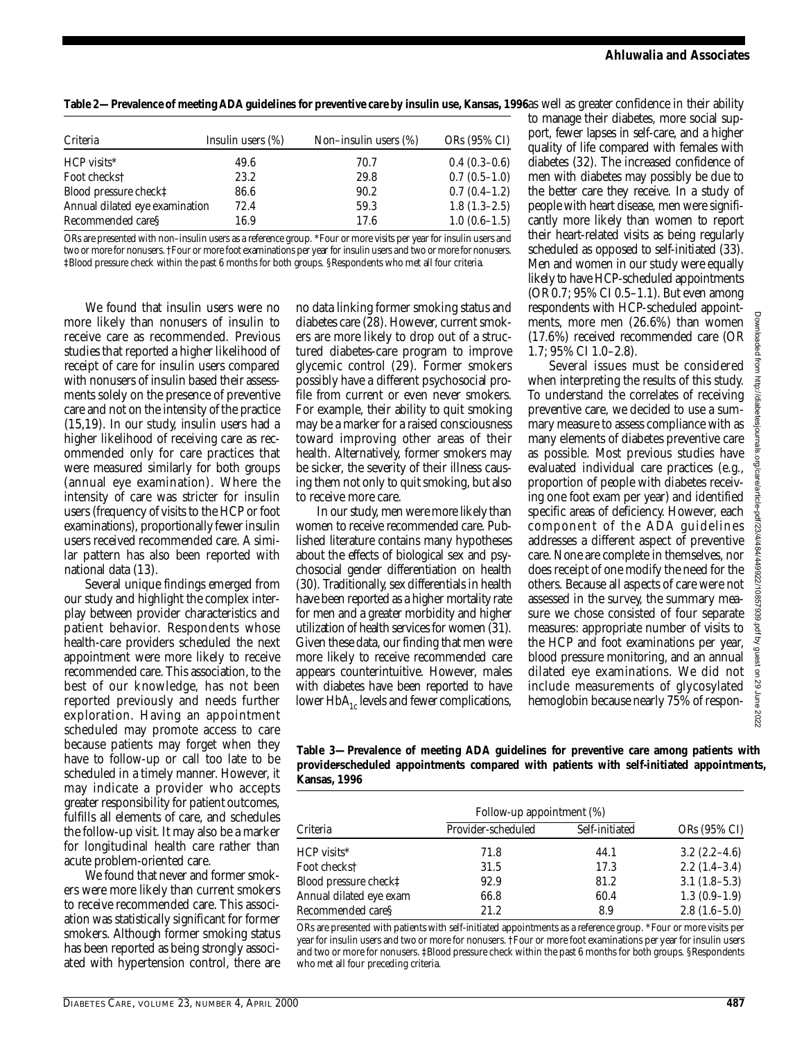**Table 2—Prevalence of meeting ADA guidelines for preventive care by insulin use, Kansas, 1996**

| Criteria | Insulin users (%) | Non–insulin users (%) | ORs (95% CI) |
|---|---|---|---|
| HCP visits* | 49.6 | 70.7 | 0.4 (0.3–0.6) |
| Foot checks† | 23.2 | 29.8 | 0.7 (0.5–1.0) |
| Blood pressure check‡ | 86.6 | 90.2 | 0.7 (0.4–1.2) |
| Annual dilated eye examination | 72.4 | 59.3 | 1.8 (1.3–2.5) |
| Recommended care§ | 16.9 | 17.6 | 1.0 (0.6–1.5) |

ORs are presented with non–insulin users as a reference group. *Four or more visits per year for insulin users and two or more for nonusers. †Four or more foot examinations per year for insulin users and two or more for nonusers. ‡Blood pressure check within the past 6 months for both groups. §Respondents who met all four criteria.

We found that insulin users were no more likely than nonusers of insulin to receive care as recommended. Previous studies that reported a higher likelihood of receipt of care for insulin users compared with nonusers of insulin based their assessments solely on the presence of preventive care and not on the intensity of the practice (15,19). In our study, insulin users had a higher likelihood of receiving care as recommended only for care practices that were measured similarly for both groups (annual eye examination). Where the intensity of care was stricter for insulin users (frequency of visits to the HCP or foot examinations), proportionally fewer insulin users received recommended care. A similar pattern has also been reported with national data (13).

Several unique findings emerged from our study and highlight the complex interplay between provider characteristics and patient behavior. Respondents whose health-care providers scheduled the next appointment were more likely to receive recommended care. This association, to the best of our knowledge, has not been reported previously and needs further exploration. Having an appointment scheduled may promote access to care because patients may forget when they have to follow-up or call too late to be scheduled in a timely manner. However, it may indicate a provider who accepts greater responsibility for patient outcomes, fulfills all elements of care, and schedules the follow-up visit. It may also be a marker for longitudinal health care rather than acute problem-oriented care.

We found that never and former smokers were more likely than current smokers to receive recommended care. This association was statistically significant for former smokers. Although former smoking status has been reported as being strongly associated with hypertension control, there are no data linking former smoking status and diabetes care (28). However, current smokers are more likely to drop out of a structured diabetes-care program to improve glycemic control (29). Former smokers possibly have a different psychosocial profile from current or even never smokers. For example, their ability to quit smoking may be a marker for a raised consciousness toward improving other areas of their health. Alternatively, former smokers may be sicker, the severity of their illness causing them not only to quit smoking, but also to receive more care.

In our study, men were more likely than women to receive recommended care. Published literature contains many hypotheses about the effects of biological sex and psychosocial gender differentiation on health (30). Traditionally, sex differentials in health have been reported as a higher mortality rate for men and a greater morbidity and higher utilization of health services for women (31). Given these data, our finding that men were more likely to receive recommended care appears counterintuitive. However, males with diabetes have been reported to have lower $HbA_{1c}$ levels and fewer complications, as well as greater confidence in their ability to manage their diabetes, more social support, fewer lapses in self-care, and a higher quality of life compared with females with diabetes (32). The increased confidence of men with diabetes may possibly be due to the better care they receive. In a study of people with heart disease, men were significantly more likely than women to report their heart-related visits as being regularly scheduled as opposed to self-initiated (33). Men and women in our study were equally likely to have HCP-scheduled appointments (OR 0.7; 95% CI 0.5–1.1). But even among respondents with HCP-scheduled appointments, more men (26.6%) than women (17.6%) received recommended care (OR 1.7; 95% CI 1.0–2.8).

Several issues must be considered when interpreting the results of this study. To understand the correlates of receiving preventive care, we decided to use a summary measure to assess compliance with as many elements of diabetes preventive care as possible. Most previous studies have evaluated individual care practices (e.g., proportion of people with diabetes receiving one foot exam per year) and identified specific areas of deficiency. However, each component of the ADA guidelines addresses a different aspect of preventive care. None are complete in themselves, nor does receipt of one modify the need for the others. Because all aspects of care were not assessed in the survey, the summary measure we chose consisted of four separate measures: appropriate number of visits to the HCP and foot examinations per year, blood pressure monitoring, and an annual dilated eye examinations. We did not include measurements of glycosylated hemoglobin because nearly 75% of respon-

**Table 3—Prevalence of meeting ADA guidelines for preventive care among patients with providerscheduled appointments compared with patients with self-initiated appointments, Kansas, 1996**

| | Follow-up appointment (%) | | |
|---|---|---|---|
| Criteria | Provider-scheduled | Self-initiated | ORs (95% CI) |
| HCP visits* | 71.8 | 44.1 | 3.2 (2.2–4.6) |
| Foot checks† | 31.5 | 17.3 | 2.2 (1.4–3.4) |
| Blood pressure check‡ | 92.9 | 81.2 | 3.1 (1.8–5.3) |
| Annual dilated eye exam | 66.8 | 60.4 | 1.3 (0.9–1.9) |
| Recommended care§ | 21.2 | 8.9 | 2.8 (1.6–5.0) |

ORs are presented with patients with self-initiated appointments as a reference group. *Four or more visits per year for insulin users and two or more for nonusers. †Four or more foot examinations per year for insulin users and two or more for nonusers. ‡Blood pressure check within the past 6 months for both groups. §Respondents who met all four preceding criteria.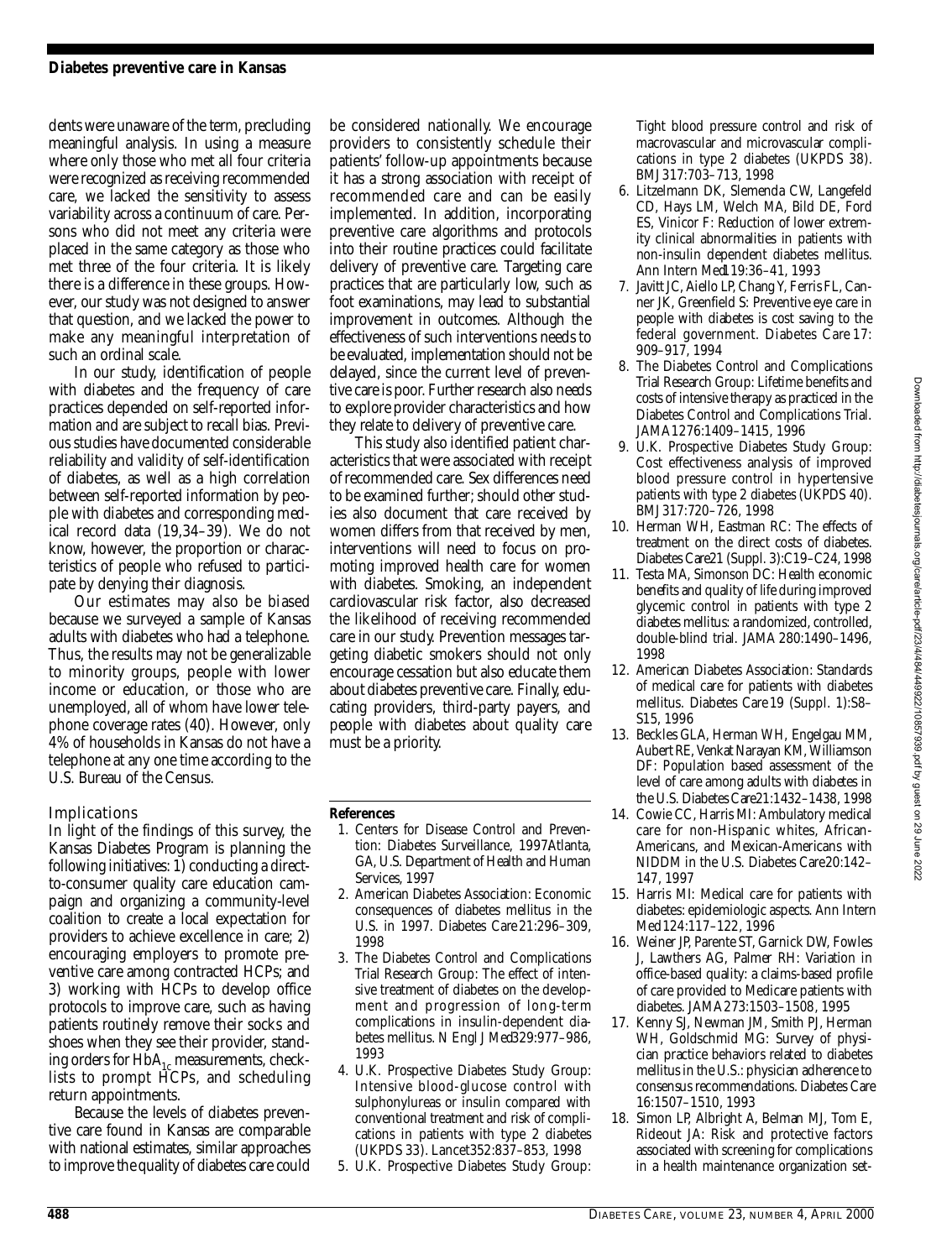dents were unaware of the term, precluding meaningful analysis. In using a measure where only those who met all four criteria were recognized as receiving recommended care, we lacked the sensitivity to assess variability across a continuum of care. Persons who did not meet any criteria were placed in the same category as those who met three of the four criteria. It is likely there is a difference in these groups. However, our study was not designed to answer that question, and we lacked the power to make any meaningful interpretation of such an ordinal scale.

In our study, identification of people with diabetes and the frequency of care practices depended on self-reported information and are subject to recall bias. Previous studies have documented considerable reliability and validity of self-identification of diabetes, as well as a high correlation between self-reported information by people with diabetes and corresponding medical record data (19,34–39). We do not know, however, the proportion or characteristics of people who refused to participate by denying their diagnosis.

Our estimates may also be biased because we surveyed a sample of Kansas adults with diabetes who had a telephone. Thus, the results may not be generalizable to minority groups, people with lower income or education, or those who are unemployed, all of whom have lower telephone coverage rates (40). However, only 4% of households in Kansas do not have a telephone at any one time according to the U.S. Bureau of the Census.

### Implications

In light of the findings of this survey, the Kansas Diabetes Program is planning the following initiatives: 1) conducting a direct-to-consumer quality care education campaign and organizing a community-level coalition to create a local expectation for providers to achieve excellence in care; 2) encouraging employers to promote preventive care among contracted HCPs; and 3) working with HCPs to develop office protocols to improve care, such as having patients routinely remove their socks and shoes when they see their provider, standing orders for $HbA_{1c}$ measurements, checklists to prompt HCPs, and scheduling return appointments.

Because the levels of diabetes preventive care found in Kansas are comparable with national estimates, similar approaches to improve the quality of diabetes care could be considered nationally. We encourage providers to consistently schedule their patients' follow-up appointments because it has a strong association with receipt of recommended care and can be easily implemented. In addition, incorporating preventive care algorithms and protocols into their routine practices could facilitate delivery of preventive care. Targeting care practices that are particularly low, such as foot examinations, may lead to substantial improvement in outcomes. Although the effectiveness of such interventions needs to be evaluated, implementation should not be delayed, since the current level of preventive care is poor. Further research also needs to explore provider characteristics and how they relate to delivery of preventive care.

This study also identified patient characteristics that were associated with receipt of recommended care. Sex differences need to be examined further; should other studies also document that care received by women differs from that received by men, interventions will need to focus on promoting improved health care for women with diabetes. Smoking, an independent cardiovascular risk factor, also decreased the likelihood of receiving recommended care in our study. Prevention messages targeting diabetic smokers should not only encourage cessation but also educate them about diabetes preventive care. Finally, educating providers, third-party payers, and people with diabetes about quality care must be a priority.

## References

1. Centers for Disease Control and Prevention: Diabetes Surveillance, 1997. Atlanta, GA, U.S. Department of Health and Human Services, 1997
2. American Diabetes Association: Economic consequences of diabetes mellitus in the U.S. in 1997. *Diabetes Care* 21:296–309, 1998
3. The Diabetes Control and Complications Trial Research Group: The effect of intensive treatment of diabetes on the development and progression of long-term complications in insulin-dependent diabetes mellitus. *N Engl J Med* 329:977–986, 1993
4. U.K. Prospective Diabetes Study Group: Intensive blood-glucose control with sulphonylureas or insulin compared with conventional treatment and risk of complications in patients with type 2 diabetes (UKPDS 33). *Lancet* 352:837–853, 1998
5. U.K. Prospective Diabetes Study Group: Tight blood pressure control and risk of macrovascular and microvascular complications in type 2 diabetes (UKPDS 38). *BMJ* 317:703–713, 1998
6. Litzelmann DK, Slemenda CW, Langefeld CD, Hays LM, Welch MA, Bild DE, Ford ES, Vinicor F: Reduction of lower extremity clinical abnormalities in patients with non-insulin dependent diabetes mellitus. *Ann Intern Med* 119:36–41, 1993
7. Javitt JC, Aiello LP, Chang Y, Ferris FL, Canner JK, Greenfield S: Preventive eye care in people with diabetes is cost saving to the federal government. *Diabetes Care* 17: 909–917, 1994
8. The Diabetes Control and Complications Trial Research Group: Lifetime benefits and costs of intensive therapy as practiced in the Diabetes Control and Complications Trial. *JAMA* 1276:1409–1415, 1996
9. U.K. Prospective Diabetes Study Group: Cost effectiveness analysis of improved blood pressure control in hypertensive patients with type 2 diabetes (UKPDS 40). *BMJ* 317:720–726, 1998
10. Herman WH, Eastman RC: The effects of treatment on the direct costs of diabetes. *Diabetes Care* 21 (Suppl. 3):C19–C24, 1998
11. Testa MA, Simonson DC: Health economic benefits and quality of life during improved glycemic control in patients with type 2 diabetes mellitus: a randomized, controlled, double-blind trial. *JAMA* 280:1490–1496, 1998
12. American Diabetes Association: Standards of medical care for patients with diabetes mellitus. *Diabetes Care* 19 (Suppl. 1):S8–S15, 1996
13. Beckles GLA, Herman WH, Engelgau MM, Aubert RE, Venkat Narayan KM, Williamson DF: Population based assessment of the level of care among adults with diabetes in the U.S. *Diabetes Care* 21:1432–1438, 1998
14. Cowie CC, Harris MI: Ambulatory medical care for non-Hispanic whites, African-Americans, and Mexican-Americans with NIDDM in the U.S. *Diabetes Care* 20:142–147, 1997
15. Harris MI: Medical care for patients with diabetes: epidemiologic aspects. *Ann Intern Med* 124:117–122, 1996
16. Weiner JP, Parente ST, Garnick DW, Fowles J, Lawthers AG, Palmer RH: Variation in office-based quality: a claims-based profile of care provided to Medicare patients with diabetes. *JAMA* 273:1503–1508, 1995
17. Kenny SJ, Newman JM, Smith PJ, Herman WH, Goldschmid MG: Survey of physician practice behaviors related to diabetes mellitus in the U.S.: physician adherence to consensus recommendations. *Diabetes Care* 16:1507–1510, 1993
18. Simon LP, Albright A, Belman MJ, Tom E, Rideout JA: Risk and protective factors associated with screening for complications in a health maintenance organization set-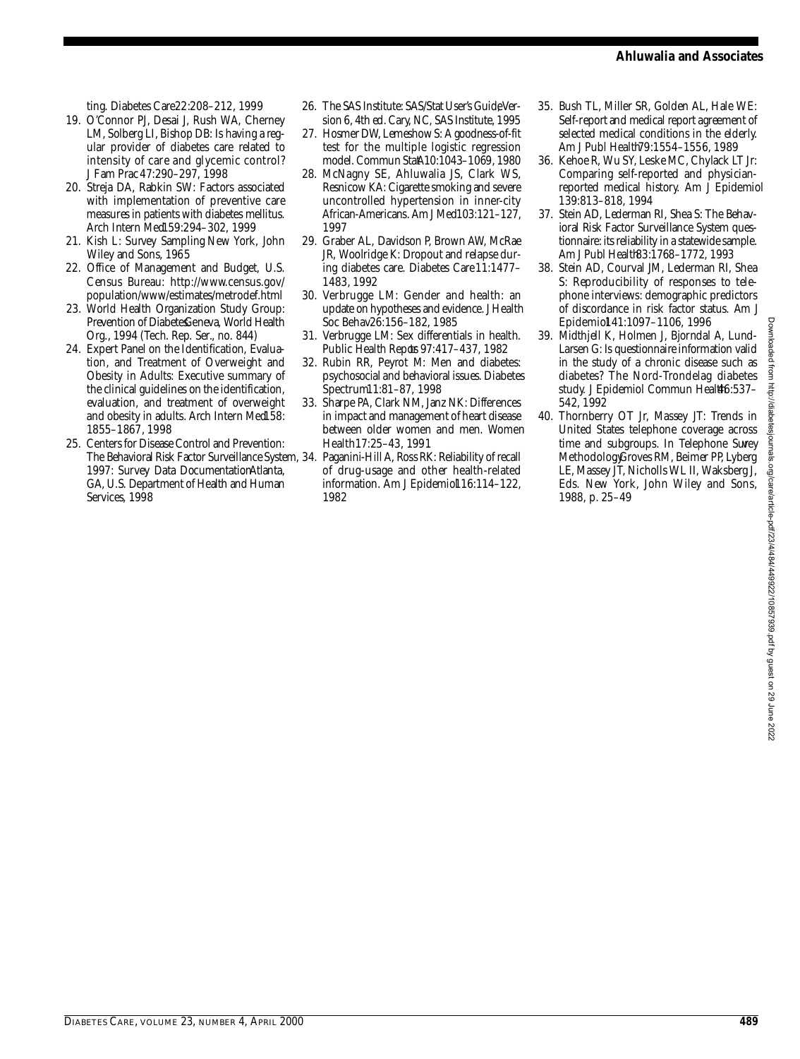ting. Diabetes Care 22:208–212, 1999

19. O'Connor PJ, Desai J, Rush WA, Cherney LM, Solberg LI, Bishop DB: Is having a regular provider of diabetes care related to intensity of care and glycemic control? J Fam Prac 47:290–297, 1998
20. Streja DA, Rabkin SW: Factors associated with implementation of preventive care measures in patients with diabetes mellitus. Arch Intern Med 159:294–302, 1999
21. Kish L: Survey Sampling. New York, John Wiley and Sons, 1965
22. Office of Management and Budget, U.S. Census Bureau: http://www.census.gov/population/www/estimates/metrodef.html
23. World Health Organization Study Group: Prevention of Diabetes. Geneva, World Health Org., 1994 (Tech. Rep. Ser., no. 844)
24. Expert Panel on the Identification, Evaluation, and Treatment of Overweight and Obesity in Adults: Executive summary of the clinical guidelines on the identification, evaluation, and treatment of overweight and obesity in adults. Arch Intern Med 158:1855–1867, 1998
25. Centers for Disease Control and Prevention: The Behavioral Risk Factor Surveillance System, 1997: Survey Data Documentation. Atlanta, GA, U.S. Department of Health and Human Services, 1998
26. The SAS Institute: SAS/Stat User's Guide, Version 6, 4th ed. Cary, NC, SAS Institute, 1995
27. Hosmer DW, Lemeshow S: A goodness-of-fit test for the multiple logistic regression model. Commun Stat A10:1043–1069, 1980
28. McNagny SE, Ahluwalia JS, Clark WS, Resnicow KA: Cigarette smoking and severe uncontrolled hypertension in inner-city African-Americans. Am J Med 103:121–127, 1997
29. Graber AL, Davidson P, Brown AW, McRae JR, Woolridge K: Dropout and relapse during diabetes care. Diabetes Care 11:1477–1483, 1992
30. Verbrugge LM: Gender and health: an update on hypotheses and evidence. J Health Soc Behav 26:156–182, 1985
31. Verbrugge LM: Sex differentials in health. Public Health Reports 97:417–437, 1982
32. Rubin RR, Peyrot M: Men and diabetes: psychosocial and behavioral issues. Diabetes Spectrum 11:81–87, 1998
33. Sharpe PA, Clark NM, Janz NK: Differences in impact and management of heart disease between older women and men. Women Health 17:25–43, 1991
34. Paganini-Hill A, Ross RK: Reliability of recall of drug-usage and other health-related information. Am J Epidemiol 116:114–122, 1982
35. Bush TL, Miller SR, Golden AL, Hale WE: Self-report and medical report agreement of selected medical conditions in the elderly. Am J Publ Health 79:1554–1556, 1989
36. Kehoe R, Wu SY, Leske MC, Chylack LT Jr: Comparing self-reported and physician-reported medical history. Am J Epidemiol 139:813–818, 1994
37. Stein AD, Lederman RI, Shea S: The Behavioral Risk Factor Surveillance System questionnaire: its reliability in a statewide sample. Am J Publ Health 83:1768–1772, 1993
38. Stein AD, Courval JM, Lederman RI, Shea S: Reproducibility of responses to telephone interviews: demographic predictors of discordance in risk factor status. Am J Epidemiol 141:1097–1106, 1996
39. Midthjell K, Holmen J, Bjorndal A, Lund-Larsen G: Is questionnaire information valid in the study of a chronic disease such as diabetes? The Nord-Trondelag diabetes study. J Epidemiol Commun Health 46:537–542, 1992
40. Thornberry OT Jr, Massey JT: Trends in United States telephone coverage across time and subgroups. In Telephone Survey Methodology. Groves RM, Beimer PP, Lyberg LE, Massey JT, Nicholls WL II, Waksberg J, Eds. New York, John Wiley and Sons, 1988, p. 25–49